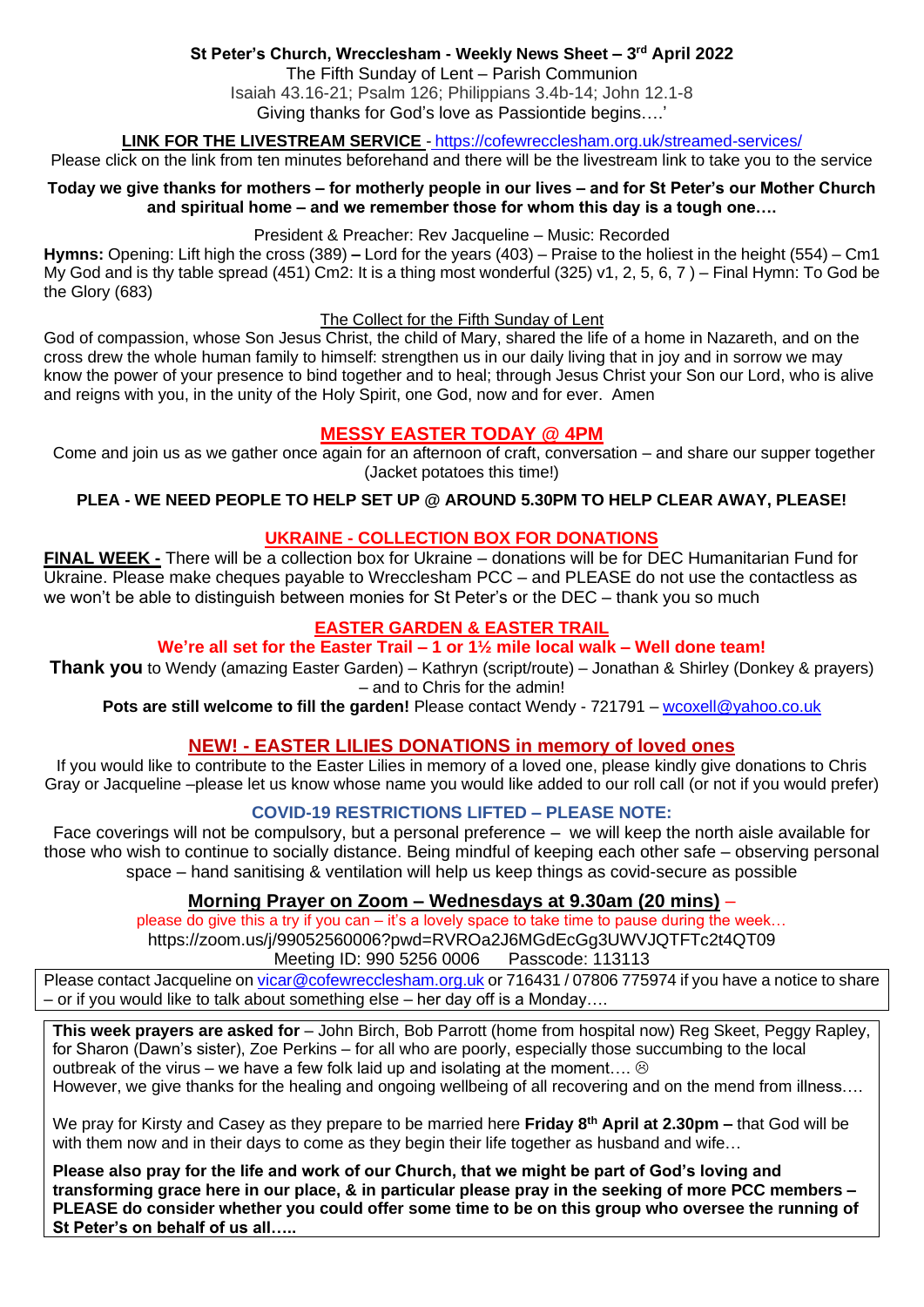# St Peter's Church, Wrecclesham - Weekly News Sheet – 3rd April 2022

The Fifth Sunday of Lent – Parish Communion
Isaiah 43.16-21; Psalm 126; Philippians 3.4b-14; John 12.1-8
Giving thanks for God's love as Passiontide begins….'

**LINK FOR THE LIVESTREAM SERVICE** - https://cofewrecclesham.org.uk/streamed-services/
Please click on the link from ten minutes beforehand and there will be the livestream link to take you to the service

**Today we give thanks for mothers – for motherly people in our lives – and for St Peter's our Mother Church and spiritual home – and we remember those for whom this day is a tough one….**

President & Preacher: Rev Jacqueline – Music: Recorded

**Hymns:** Opening: Lift high the cross (389) **–** Lord for the years (403) – Praise to the holiest in the height (554) – Cm1 My God and is thy table spread (451) Cm2: It is a thing most wonderful (325) v1, 2, 5, 6, 7 ) – Final Hymn: To God be the Glory (683)

## The Collect for the Fifth Sunday of Lent

God of compassion, whose Son Jesus Christ, the child of Mary, shared the life of a home in Nazareth, and on the cross drew the whole human family to himself: strengthen us in our daily living that in joy and in sorrow we may know the power of your presence to bind together and to heal; through Jesus Christ your Son our Lord, who is alive and reigns with you, in the unity of the Holy Spirit, one God, now and for ever. Amen

## MESSY EASTER TODAY @ 4PM

Come and join us as we gather once again for an afternoon of craft, conversation – and share our supper together (Jacket potatoes this time!)

**PLEA - WE NEED PEOPLE TO HELP SET UP @ AROUND 5.30PM TO HELP CLEAR AWAY, PLEASE!**

## UKRAINE - COLLECTION BOX FOR DONATIONS

**FINAL WEEK -** There will be a collection box for Ukraine – donations will be for DEC Humanitarian Fund for Ukraine. Please make cheques payable to Wrecclesham PCC – and PLEASE do not use the contactless as we won't be able to distinguish between monies for St Peter's or the DEC – thank you so much

## EASTER GARDEN & EASTER TRAIL

**We're all set for the Easter Trail – 1 or 1½ mile local walk – Well done team!**

**Thank you** to Wendy (amazing Easter Garden) – Kathryn (script/route) – Jonathan & Shirley (Donkey & prayers) – and to Chris for the admin!

**Pots are still welcome to fill the garden!** Please contact Wendy - 721791 – wcoxell@yahoo.co.uk

## NEW! - EASTER LILIES DONATIONS in memory of loved ones

If you would like to contribute to the Easter Lilies in memory of a loved one, please kindly give donations to Chris Gray or Jacqueline –please let us know whose name you would like added to our roll call (or not if you would prefer)

## COVID-19 RESTRICTIONS LIFTED – PLEASE NOTE:

Face coverings will not be compulsory, but a personal preference – we will keep the north aisle available for those who wish to continue to socially distance. Being mindful of keeping each other safe – observing personal space – hand sanitising & ventilation will help us keep things as covid-secure as possible

## Morning Prayer on Zoom – Wednesdays at 9.30am (20 mins) –

please do give this a try if you can – it's a lovely space to take time to pause during the week…
https://zoom.us/j/99052560006?pwd=RVROa2J6MGdEcGg3UWVJQTFTc2t4QT09
Meeting ID: 990 5256 0006 Passcode: 113113

Please contact Jacqueline on vicar@cofewrecclesham.org.uk or 716431 / 07806 775974 if you have a notice to share – or if you would like to talk about something else – her day off is a Monday….

**This week prayers are asked for** – John Birch, Bob Parrott (home from hospital now) Reg Skeet, Peggy Rapley, for Sharon (Dawn's sister), Zoe Perkins – for all who are poorly, especially those succumbing to the local outbreak of the virus – we have a few folk laid up and isolating at the moment…. ☹
However, we give thanks for the healing and ongoing wellbeing of all recovering and on the mend from illness….

We pray for Kirsty and Casey as they prepare to be married here **Friday 8th April at 2.30pm –** that God will be with them now and in their days to come as they begin their life together as husband and wife…

**Please also pray for the life and work of our Church, that we might be part of God's loving and transforming grace here in our place, & in particular please pray in the seeking of more PCC members – PLEASE do consider whether you could offer some time to be on this group who oversee the running of St Peter's on behalf of us all…..**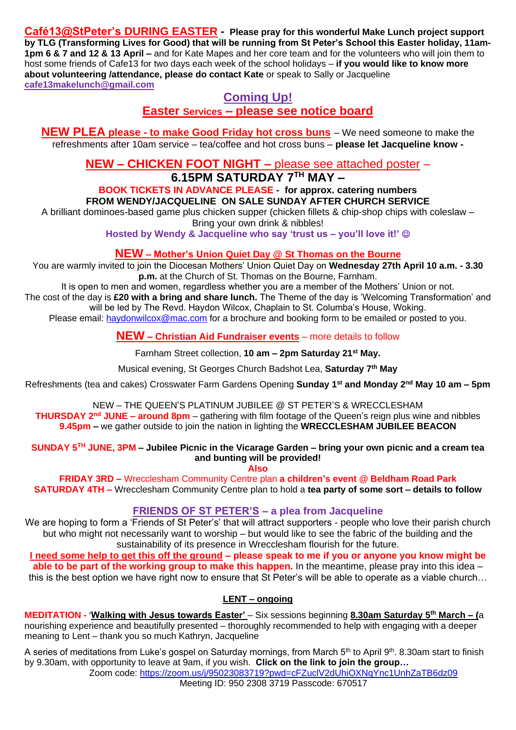**Café13@StPeter's DURING EASTER** - **Please pray for this wonderful Make Lunch project support by TLG (Transforming Lives for Good) that will be running from St Peter's School this Easter holiday, 11am-1pm 6 & 7 and 12 & 13 April –** and for Kate Mapes and her core team and for the volunteers who will join them to host some friends of Cafe13 for two days each week of the school holidays – **if you would like to know more about volunteering /attendance, please do contact Kate** or speak to Sally or Jacqueline **cafe13makelunch@gmail.com**

## Coming Up!

## Easter Services – please see notice board

**NEW PLEA please - to make Good Friday hot cross buns** – We need someone to make the refreshments after 10am service – tea/coffee and hot cross buns – **please let Jacqueline know -**

## NEW – CHICKEN FOOT NIGHT – please see attached poster –

**6.15PM SATURDAY 7TH MAY –**

**BOOK TICKETS IN ADVANCE PLEASE - for approx. catering numbers**
**FROM WENDY/JACQUELINE ON SALE SUNDAY AFTER CHURCH SERVICE**

A brilliant dominoes-based game plus chicken supper (chicken fillets & chip-shop chips with coleslaw – Bring your own drink & nibbles!

**Hosted by Wendy & Jacqueline who say 'trust us – you'll love it!' ☺**

### NEW – Mother's Union Quiet Day @ St Thomas on the Bourne

You are warmly invited to join the Diocesan Mothers' Union Quiet Day on **Wednesday 27th April 10 a.m. - 3.30 p.m.** at the Church of St. Thomas on the Bourne, Farnham.

It is open to men and women, regardless whether you are a member of the Mothers' Union or not.

The cost of the day is **£20 with a bring and share lunch.** The Theme of the day is 'Welcoming Transformation' and will be led by The Revd. Haydon Wilcox, Chaplain to St. Columba's House, Woking.

Please email: haydonwilcox@mac.com for a brochure and booking form to be emailed or posted to you.

### NEW – Christian Aid Fundraiser events – more details to follow

Farnham Street collection, **10 am – 2pm Saturday 21st May.**

Musical evening, St Georges Church Badshot Lea, **Saturday 7th May**

Refreshments (tea and cakes) Crosswater Farm Gardens Opening **Sunday 1st and Monday 2nd May 10 am – 5pm**

NEW – THE QUEEN'S PLATINUM JUBILEE @ ST PETER'S & WRECCLESHAM

**THURSDAY 2nd JUNE – around 8pm** – gathering with film footage of the Queen's reign plus wine and nibbles
**9.45pm –** we gather outside to join the nation in lighting the **WRECCLESHAM JUBILEE BEACON**

**SUNDAY 5TH JUNE, 3PM – Jubilee Picnic in the Vicarage Garden – bring your own picnic and a cream tea and bunting will be provided!**

**Also**

**FRIDAY 3RD –** Wrecclesham Community Centre plan **a children's event @ Beldham Road Park**
**SATURDAY 4TH –** Wrecclesham Community Centre plan to hold a **tea party of some sort – details to follow**

### FRIENDS OF ST PETER'S – a plea from Jacqueline

We are hoping to form a 'Friends of St Peter's' that will attract supporters - people who love their parish church but who might not necessarily want to worship – but would like to see the fabric of the building and the sustainability of its presence in Wrecclesham flourish for the future.

**I need some help to get this off the ground – please speak to me if you or anyone you know might be able to be part of the working group to make this happen.** In the meantime, please pray into this idea – this is the best option we have right now to ensure that St Peter's will be able to operate as a viable church…

### LENT – ongoing

**MEDITATION - 'Walking with Jesus towards Easter'** – Six sessions beginning **8.30am Saturday 5th March – (**a nourishing experience and beautifully presented – thoroughly recommended to help with engaging with a deeper meaning to Lent – thank you so much Kathryn, Jacqueline

A series of meditations from Luke's gospel on Saturday mornings, from March 5th to April 9th. 8.30am start to finish by 9.30am, with opportunity to leave at 9am, if you wish. **Click on the link to join the group…**

Zoom code: https://zoom.us/j/95023083719?pwd=cFZuclV2dUhiOXNqYnc1UnhZaTB6dz09
Meeting ID: 950 2308 3719 Passcode: 670517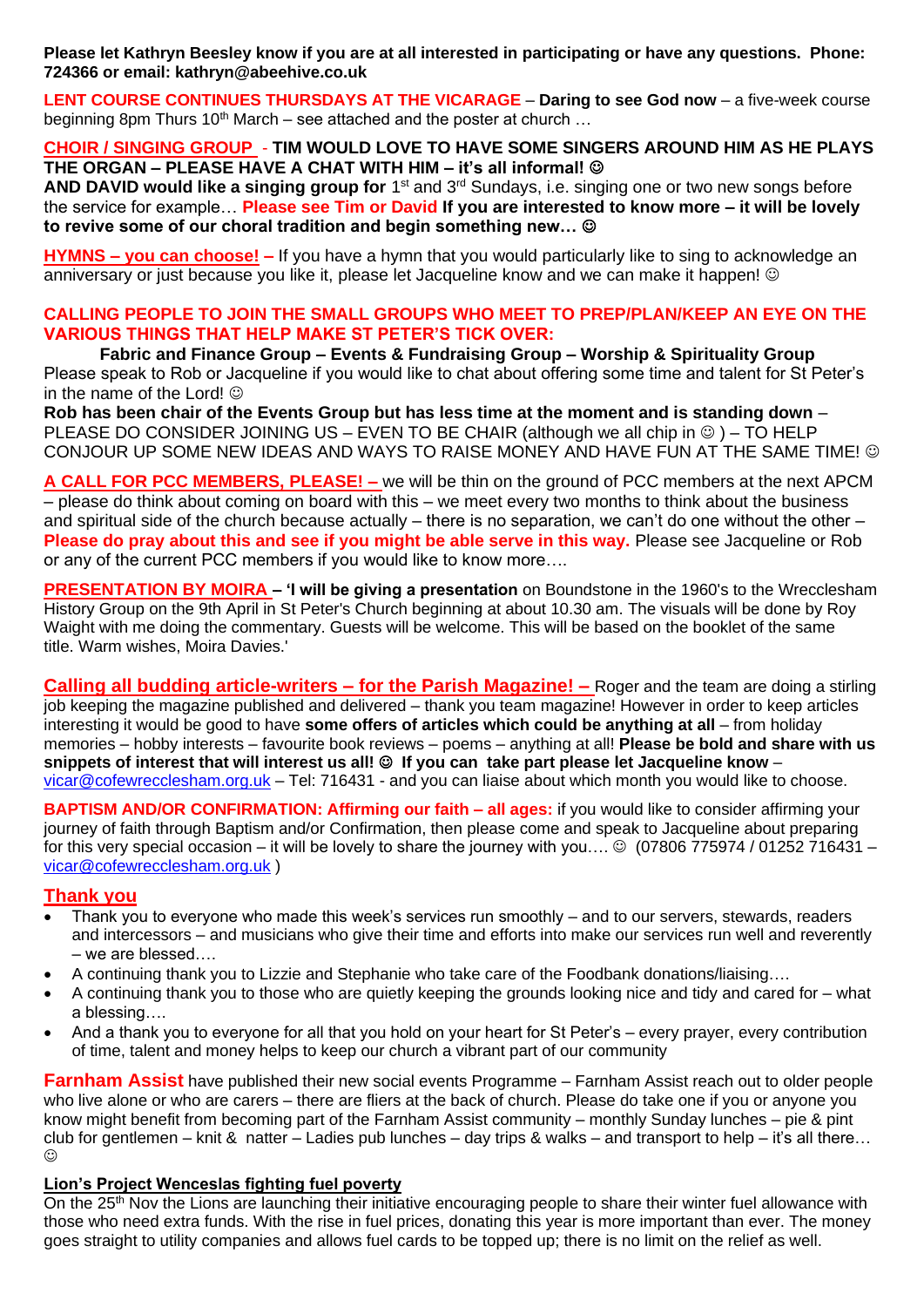**Please let Kathryn Beesley know if you are at all interested in participating or have any questions. Phone: 724366 or email: kathryn@abeehive.co.uk**

**LENT COURSE CONTINUES THURSDAYS AT THE VICARAGE** – **Daring to see God now** – a five-week course beginning 8pm Thurs 10th March – see attached and the poster at church …

**CHOIR / SINGING GROUP** - **TIM WOULD LOVE TO HAVE SOME SINGERS AROUND HIM AS HE PLAYS THE ORGAN – PLEASE HAVE A CHAT WITH HIM – it's all informal! ☺**
**AND DAVID would like a singing group for** 1st and 3rd Sundays, i.e. singing one or two new songs before the service for example… **Please see Tim or David If you are interested to know more – it will be lovely to revive some of our choral tradition and begin something new… ☺**

**HYMNS – you can choose! –** If you have a hymn that you would particularly like to sing to acknowledge an anniversary or just because you like it, please let Jacqueline know and we can make it happen! ☺

**CALLING PEOPLE TO JOIN THE SMALL GROUPS WHO MEET TO PREP/PLAN/KEEP AN EYE ON THE VARIOUS THINGS THAT HELP MAKE ST PETER'S TICK OVER:**

**Fabric and Finance Group – Events & Fundraising Group – Worship & Spirituality Group**

Please speak to Rob or Jacqueline if you would like to chat about offering some time and talent for St Peter's in the name of the Lord! ☺

**Rob has been chair of the Events Group but has less time at the moment and is standing down** – PLEASE DO CONSIDER JOINING US – EVEN TO BE CHAIR (although we all chip in ☺ ) – TO HELP CONJOUR UP SOME NEW IDEAS AND WAYS TO RAISE MONEY AND HAVE FUN AT THE SAME TIME! ☺

**A CALL FOR PCC MEMBERS, PLEASE! –** we will be thin on the ground of PCC members at the next APCM – please do think about coming on board with this – we meet every two months to think about the business and spiritual side of the church because actually – there is no separation, we can't do one without the other – **Please do pray about this and see if you might be able serve in this way.** Please see Jacqueline or Rob or any of the current PCC members if you would like to know more….

**PRESENTATION BY MOIRA – 'I will be giving a presentation** on Boundstone in the 1960's to the Wrecclesham History Group on the 9th April in St Peter's Church beginning at about 10.30 am. The visuals will be done by Roy Waight with me doing the commentary. Guests will be welcome. This will be based on the booklet of the same title. Warm wishes, Moira Davies.'

**Calling all budding article-writers – for the Parish Magazine! –** Roger and the team are doing a stirling job keeping the magazine published and delivered – thank you team magazine! However in order to keep articles interesting it would be good to have **some offers of articles which could be anything at all** – from holiday memories – hobby interests – favourite book reviews – poems – anything at all! **Please be bold and share with us snippets of interest that will interest us all! ☺ If you can take part please let Jacqueline know** – vicar@cofewrecclesham.org.uk – Tel: 716431 - and you can liaise about which month you would like to choose.

**BAPTISM AND/OR CONFIRMATION: Affirming our faith – all ages:** if you would like to consider affirming your journey of faith through Baptism and/or Confirmation, then please come and speak to Jacqueline about preparing for this very special occasion – it will be lovely to share the journey with you…. ☺ (07806 775974 / 01252 716431 – vicar@cofewrecclesham.org.uk )

## Thank you

- Thank you to everyone who made this week's services run smoothly – and to our servers, stewards, readers and intercessors – and musicians who give their time and efforts into make our services run well and reverently – we are blessed….
- A continuing thank you to Lizzie and Stephanie who take care of the Foodbank donations/liaising….
- A continuing thank you to those who are quietly keeping the grounds looking nice and tidy and cared for – what a blessing….
- And a thank you to everyone for all that you hold on your heart for St Peter's – every prayer, every contribution of time, talent and money helps to keep our church a vibrant part of our community

**Farnham Assist** have published their new social events Programme – Farnham Assist reach out to older people who live alone or who are carers – there are fliers at the back of church. Please do take one if you or anyone you know might benefit from becoming part of the Farnham Assist community – monthly Sunday lunches – pie & pint club for gentlemen – knit & natter – Ladies pub lunches – day trips & walks – and transport to help – it's all there… ☺

**Lion's Project Wenceslas fighting fuel poverty**

On the 25th Nov the Lions are launching their initiative encouraging people to share their winter fuel allowance with those who need extra funds. With the rise in fuel prices, donating this year is more important than ever. The money goes straight to utility companies and allows fuel cards to be topped up; there is no limit on the relief as well.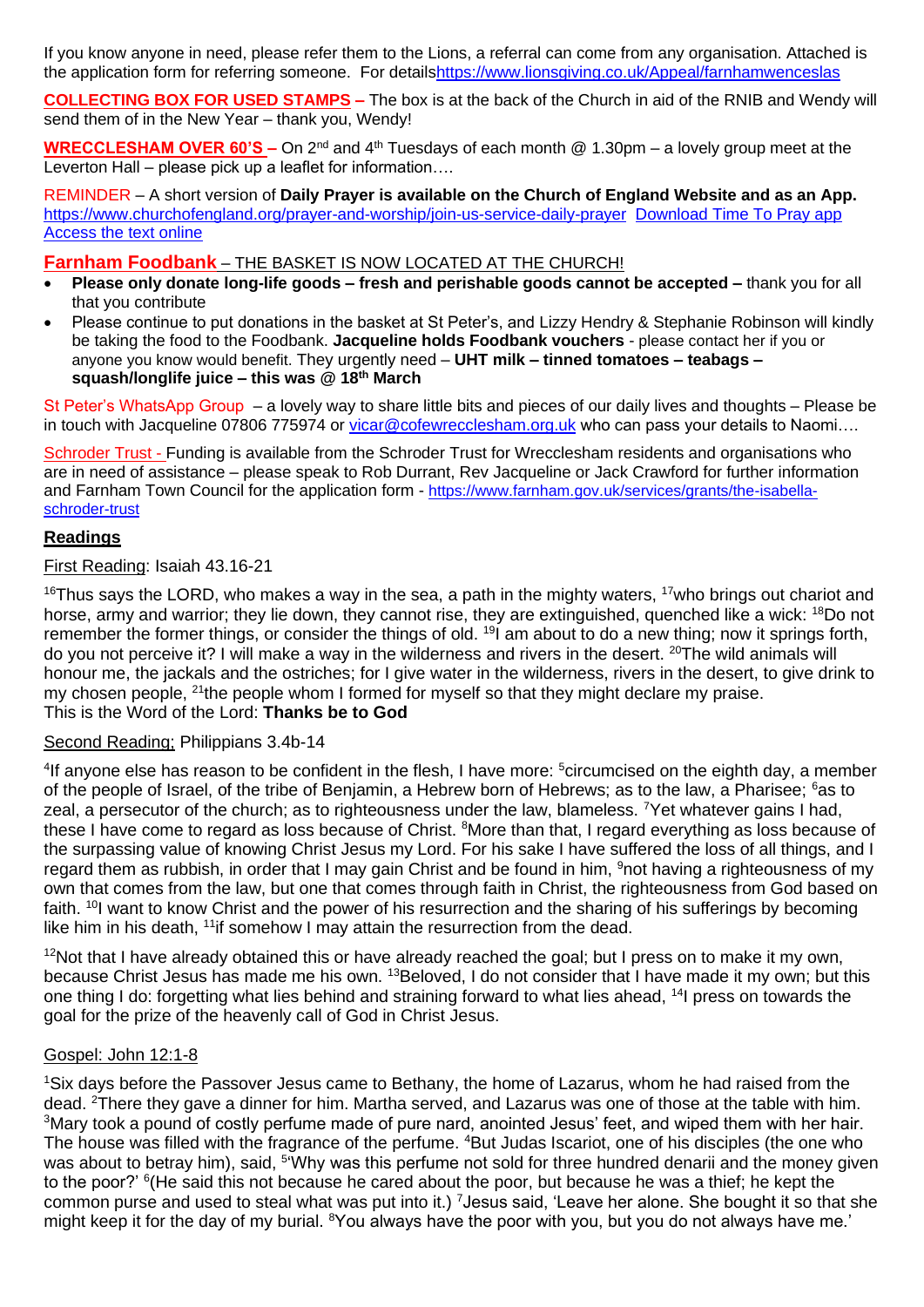If you know anyone in need, please refer them to the Lions, a referral can come from any organisation. Attached is the application form for referring someone. For detailshttps://www.lionsgiving.co.uk/Appeal/farnhamwenceslas

**COLLECTING BOX FOR USED STAMPS –** The box is at the back of the Church in aid of the RNIB and Wendy will send them of in the New Year – thank you, Wendy!

**WRECCLESHAM OVER 60'S –** On 2nd and 4th Tuesdays of each month @ 1.30pm – a lovely group meet at the Leverton Hall – please pick up a leaflet for information….

REMINDER – A short version of **Daily Prayer is available on the Church of England Website and as an App.** https://www.churchofengland.org/prayer-and-worship/join-us-service-daily-prayer Download Time To Pray app Access the text online

**Farnham Foodbank** – THE BASKET IS NOW LOCATED AT THE CHURCH!

- **Please only donate long-life goods – fresh and perishable goods cannot be accepted –** thank you for all that you contribute
- Please continue to put donations in the basket at St Peter's, and Lizzy Hendry & Stephanie Robinson will kindly be taking the food to the Foodbank. **Jacqueline holds Foodbank vouchers** - please contact her if you or anyone you know would benefit. They urgently need – **UHT milk – tinned tomatoes – teabags – squash/longlife juice – this was @ 18th March**

St Peter's WhatsApp Group – a lovely way to share little bits and pieces of our daily lives and thoughts – Please be in touch with Jacqueline 07806 775974 or vicar@cofewrecclesham.org.uk who can pass your details to Naomi….

Schroder Trust - Funding is available from the Schroder Trust for Wrecclesham residents and organisations who are in need of assistance – please speak to Rob Durrant, Rev Jacqueline or Jack Crawford for further information and Farnham Town Council for the application form - https://www.farnham.gov.uk/services/grants/the-isabella-schroder-trust

## Readings

First Reading: Isaiah 43.16-21

[16]Thus says the LORD, who makes a way in the sea, a path in the mighty waters, [17]who brings out chariot and horse, army and warrior; they lie down, they cannot rise, they are extinguished, quenched like a wick: [18]Do not remember the former things, or consider the things of old. [19]I am about to do a new thing; now it springs forth, do you not perceive it? I will make a way in the wilderness and rivers in the desert. [20]The wild animals will honour me, the jackals and the ostriches; for I give water in the wilderness, rivers in the desert, to give drink to my chosen people, [21]the people whom I formed for myself so that they might declare my praise.
This is the Word of the Lord: **Thanks be to God**

Second Reading: Philippians 3.4b-14

[4]If anyone else has reason to be confident in the flesh, I have more: [5]circumcised on the eighth day, a member of the people of Israel, of the tribe of Benjamin, a Hebrew born of Hebrews; as to the law, a Pharisee; [6]as to zeal, a persecutor of the church; as to righteousness under the law, blameless. [7]Yet whatever gains I had, these I have come to regard as loss because of Christ. [8]More than that, I regard everything as loss because of the surpassing value of knowing Christ Jesus my Lord. For his sake I have suffered the loss of all things, and I regard them as rubbish, in order that I may gain Christ and be found in him, [9]not having a righteousness of my own that comes from the law, but one that comes through faith in Christ, the righteousness from God based on faith. [10]I want to know Christ and the power of his resurrection and the sharing of his sufferings by becoming like him in his death, [11]if somehow I may attain the resurrection from the dead.

[12]Not that I have already obtained this or have already reached the goal; but I press on to make it my own, because Christ Jesus has made me his own. [13]Beloved, I do not consider that I have made it my own; but this one thing I do: forgetting what lies behind and straining forward to what lies ahead, [14]I press on towards the goal for the prize of the heavenly call of God in Christ Jesus.

Gospel: John 12:1-8

[1]Six days before the Passover Jesus came to Bethany, the home of Lazarus, whom he had raised from the dead. [2]There they gave a dinner for him. Martha served, and Lazarus was one of those at the table with him. [3]Mary took a pound of costly perfume made of pure nard, anointed Jesus' feet, and wiped them with her hair. The house was filled with the fragrance of the perfume. [4]But Judas Iscariot, one of his disciples (the one who was about to betray him), said, [5]'Why was this perfume not sold for three hundred denarii and the money given to the poor?' [6](He said this not because he cared about the poor, but because he was a thief; he kept the common purse and used to steal what was put into it.) [7]Jesus said, 'Leave her alone. She bought it so that she might keep it for the day of my burial. [8]You always have the poor with you, but you do not always have me.'